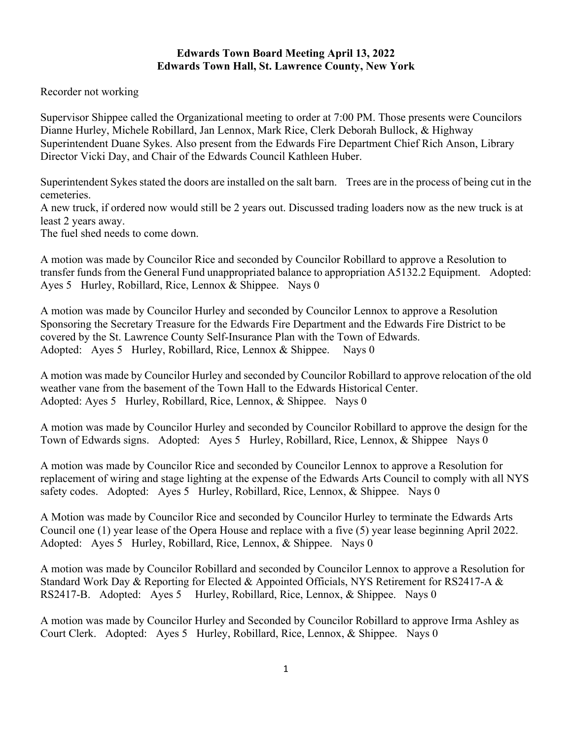**Edwards Town Board Meeting April 13, 2022**
**Edwards Town Hall, St. Lawrence County, New York**

Recorder not working

Supervisor Shippee called the Organizational meeting to order at 7:00 PM. Those presents were Councilors Dianne Hurley, Michele Robillard, Jan Lennox, Mark Rice, Clerk Deborah Bullock, & Highway Superintendent Duane Sykes. Also present from the Edwards Fire Department Chief Rich Anson, Library Director Vicki Day, and Chair of the Edwards Council Kathleen Huber.

Superintendent Sykes stated the doors are installed on the salt barn. Trees are in the process of being cut in the cemeteries.
A new truck, if ordered now would still be 2 years out. Discussed trading loaders now as the new truck is at least 2 years away.
The fuel shed needs to come down.

A motion was made by Councilor Rice and seconded by Councilor Robillard to approve a Resolution to transfer funds from the General Fund unappropriated balance to appropriation A5132.2 Equipment. Adopted: Ayes 5 Hurley, Robillard, Rice, Lennox & Shippee. Nays 0

A motion was made by Councilor Hurley and seconded by Councilor Lennox to approve a Resolution Sponsoring the Secretary Treasure for the Edwards Fire Department and the Edwards Fire District to be covered by the St. Lawrence County Self-Insurance Plan with the Town of Edwards.
Adopted: Ayes 5 Hurley, Robillard, Rice, Lennox & Shippee. Nays 0

A motion was made by Councilor Hurley and seconded by Councilor Robillard to approve relocation of the old weather vane from the basement of the Town Hall to the Edwards Historical Center.
Adopted: Ayes 5 Hurley, Robillard, Rice, Lennox, & Shippee. Nays 0

A motion was made by Councilor Hurley and seconded by Councilor Robillard to approve the design for the Town of Edwards signs. Adopted: Ayes 5 Hurley, Robillard, Rice, Lennox, & Shippee Nays 0

A motion was made by Councilor Rice and seconded by Councilor Lennox to approve a Resolution for replacement of wiring and stage lighting at the expense of the Edwards Arts Council to comply with all NYS safety codes. Adopted: Ayes 5 Hurley, Robillard, Rice, Lennox, & Shippee. Nays 0

A Motion was made by Councilor Rice and seconded by Councilor Hurley to terminate the Edwards Arts Council one (1) year lease of the Opera House and replace with a five (5) year lease beginning April 2022.
Adopted: Ayes 5 Hurley, Robillard, Rice, Lennox, & Shippee. Nays 0

A motion was made by Councilor Robillard and seconded by Councilor Lennox to approve a Resolution for Standard Work Day & Reporting for Elected & Appointed Officials, NYS Retirement for RS2417-A & RS2417-B. Adopted: Ayes 5 Hurley, Robillard, Rice, Lennox, & Shippee. Nays 0

A motion was made by Councilor Hurley and Seconded by Councilor Robillard to approve Irma Ashley as Court Clerk. Adopted: Ayes 5 Hurley, Robillard, Rice, Lennox, & Shippee. Nays 0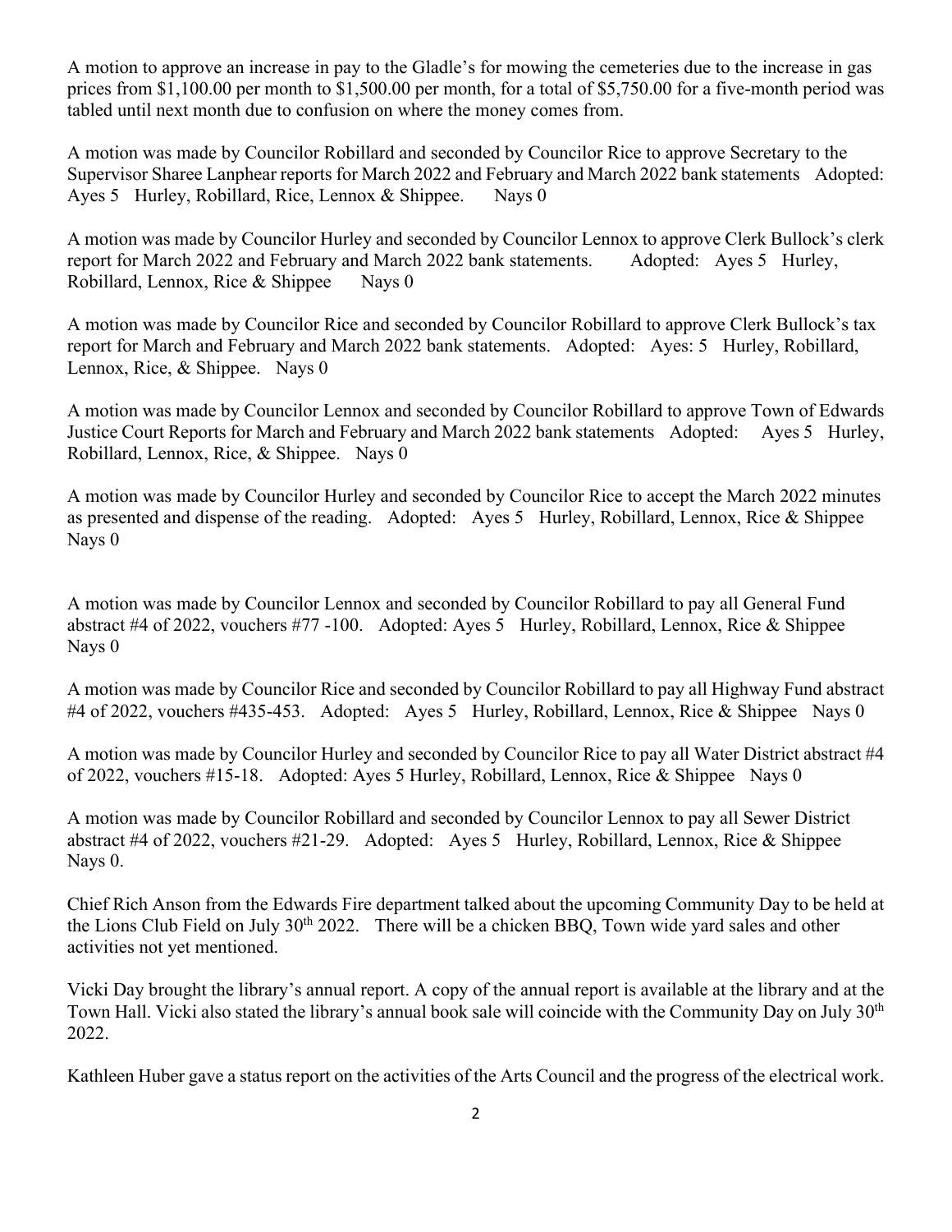A motion to approve an increase in pay to the Gladle's for mowing the cemeteries due to the increase in gas prices from $1,100.00 per month to $1,500.00 per month, for a total of $5,750.00 for a five-month period was tabled until next month due to confusion on where the money comes from.

A motion was made by Councilor Robillard and seconded by Councilor Rice to approve Secretary to the Supervisor Sharee Lanphear reports for March 2022 and February and March 2022 bank statements Adopted: Ayes 5 Hurley, Robillard, Rice, Lennox & Shippee. Nays 0

A motion was made by Councilor Hurley and seconded by Councilor Lennox to approve Clerk Bullock's clerk report for March 2022 and February and March 2022 bank statements. Adopted: Ayes 5 Hurley, Robillard, Lennox, Rice & Shippee Nays 0

A motion was made by Councilor Rice and seconded by Councilor Robillard to approve Clerk Bullock's tax report for March and February and March 2022 bank statements. Adopted: Ayes: 5 Hurley, Robillard, Lennox, Rice, & Shippee. Nays 0

A motion was made by Councilor Lennox and seconded by Councilor Robillard to approve Town of Edwards Justice Court Reports for March and February and March 2022 bank statements Adopted: Ayes 5 Hurley, Robillard, Lennox, Rice, & Shippee. Nays 0

A motion was made by Councilor Hurley and seconded by Councilor Rice to accept the March 2022 minutes as presented and dispense of the reading. Adopted: Ayes 5 Hurley, Robillard, Lennox, Rice & Shippee Nays 0

A motion was made by Councilor Lennox and seconded by Councilor Robillard to pay all General Fund abstract #4 of 2022, vouchers #77 -100. Adopted: Ayes 5 Hurley, Robillard, Lennox, Rice & Shippee Nays 0

A motion was made by Councilor Rice and seconded by Councilor Robillard to pay all Highway Fund abstract #4 of 2022, vouchers #435-453. Adopted: Ayes 5 Hurley, Robillard, Lennox, Rice & Shippee Nays 0

A motion was made by Councilor Hurley and seconded by Councilor Rice to pay all Water District abstract #4 of 2022, vouchers #15-18. Adopted: Ayes 5 Hurley, Robillard, Lennox, Rice & Shippee Nays 0

A motion was made by Councilor Robillard and seconded by Councilor Lennox to pay all Sewer District abstract #4 of 2022, vouchers #21-29. Adopted: Ayes 5 Hurley, Robillard, Lennox, Rice & Shippee Nays 0.

Chief Rich Anson from the Edwards Fire department talked about the upcoming Community Day to be held at the Lions Club Field on July 30th 2022. There will be a chicken BBQ, Town wide yard sales and other activities not yet mentioned.

Vicki Day brought the library's annual report. A copy of the annual report is available at the library and at the Town Hall. Vicki also stated the library's annual book sale will coincide with the Community Day on July 30th 2022.

Kathleen Huber gave a status report on the activities of the Arts Council and the progress of the electrical work.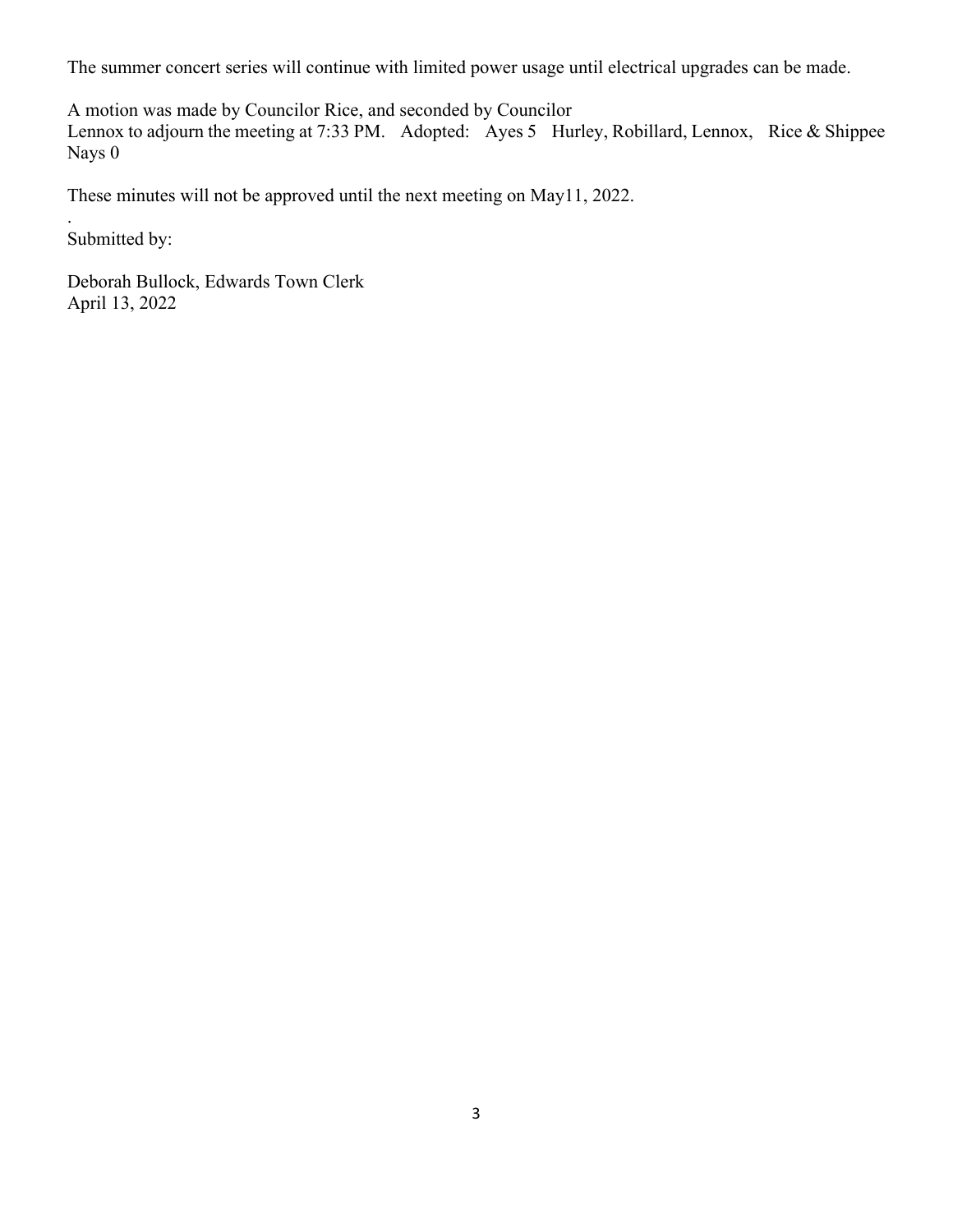The summer concert series will continue with limited power usage until electrical upgrades can be made.

A motion was made by Councilor Rice, and seconded by Councilor Lennox to adjourn the meeting at 7:33 PM. Adopted: Ayes 5 Hurley, Robillard, Lennox, Rice & Shippee Nays 0

These minutes will not be approved until the next meeting on May11, 2022.

.
Submitted by:

Deborah Bullock, Edwards Town Clerk
April 13, 2022